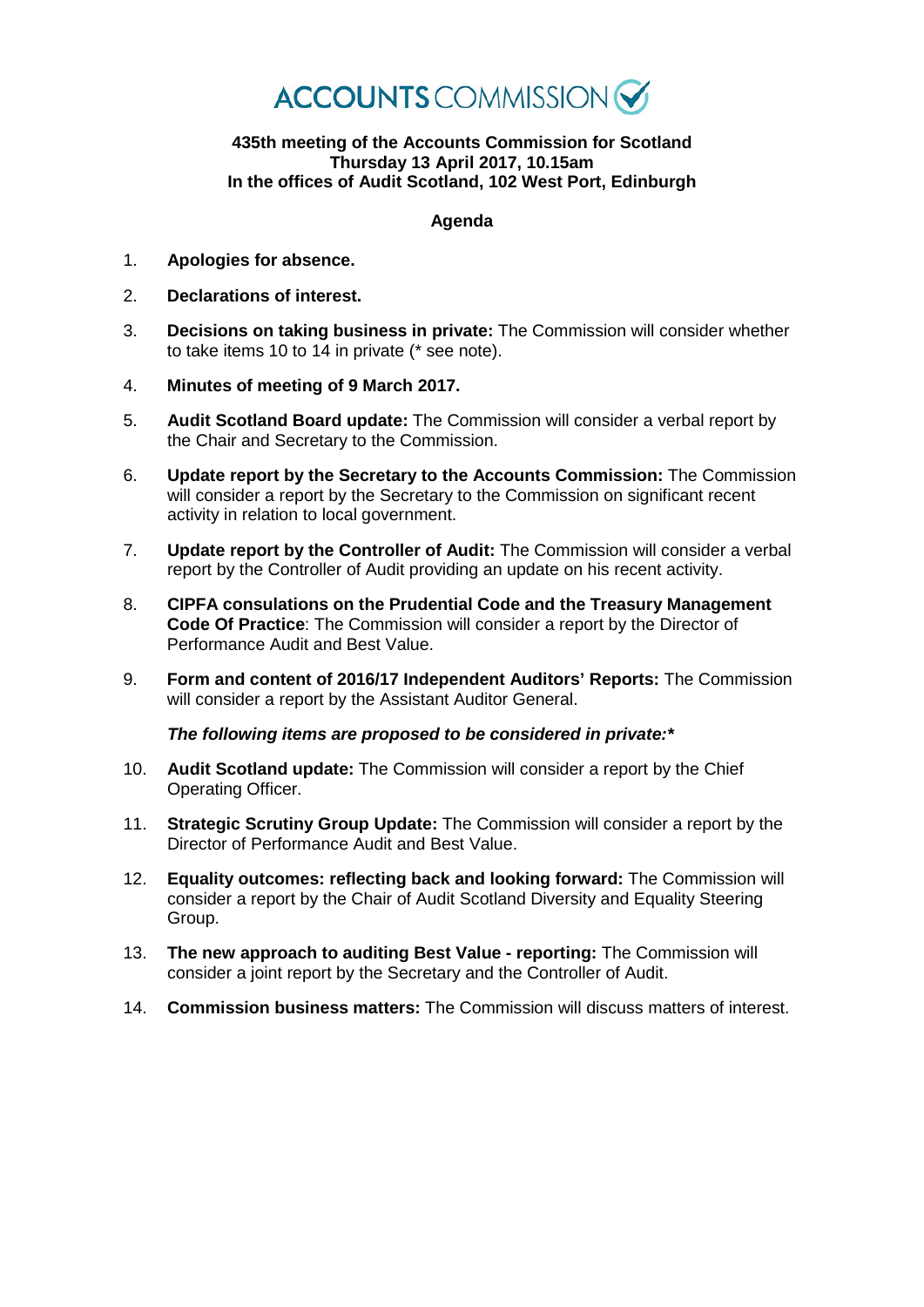# ACCOUNTS COMMISSION

**435th meeting of the Accounts Commission for Scotland**
**Thursday 13 April 2017, 10.15am**
**In the offices of Audit Scotland, 102 West Port, Edinburgh**

## Agenda

1. **Apologies for absence.**
2. **Declarations of interest.**
3. **Decisions on taking business in private:** The Commission will consider whether to take items 10 to 14 in private (* see note).
4. **Minutes of meeting of 9 March 2017.**
5. **Audit Scotland Board update:** The Commission will consider a verbal report by the Chair and Secretary to the Commission.
6. **Update report by the Secretary to the Accounts Commission:** The Commission will consider a report by the Secretary to the Commission on significant recent activity in relation to local government.
7. **Update report by the Controller of Audit:** The Commission will consider a verbal report by the Controller of Audit providing an update on his recent activity.
8. **CIPFA consulations on the Prudential Code and the Treasury Management Code Of Practice**: The Commission will consider a report by the Director of Performance Audit and Best Value.
9. **Form and content of 2016/17 Independent Auditors' Reports:** The Commission will consider a report by the Assistant Auditor General.

***The following items are proposed to be considered in private:****

10. **Audit Scotland update:** The Commission will consider a report by the Chief Operating Officer.
11. **Strategic Scrutiny Group Update:** The Commission will consider a report by the Director of Performance Audit and Best Value.
12. **Equality outcomes: reflecting back and looking forward:** The Commission will consider a report by the Chair of Audit Scotland Diversity and Equality Steering Group.
13. **The new approach to auditing Best Value - reporting:** The Commission will consider a joint report by the Secretary and the Controller of Audit.
14. **Commission business matters:** The Commission will discuss matters of interest.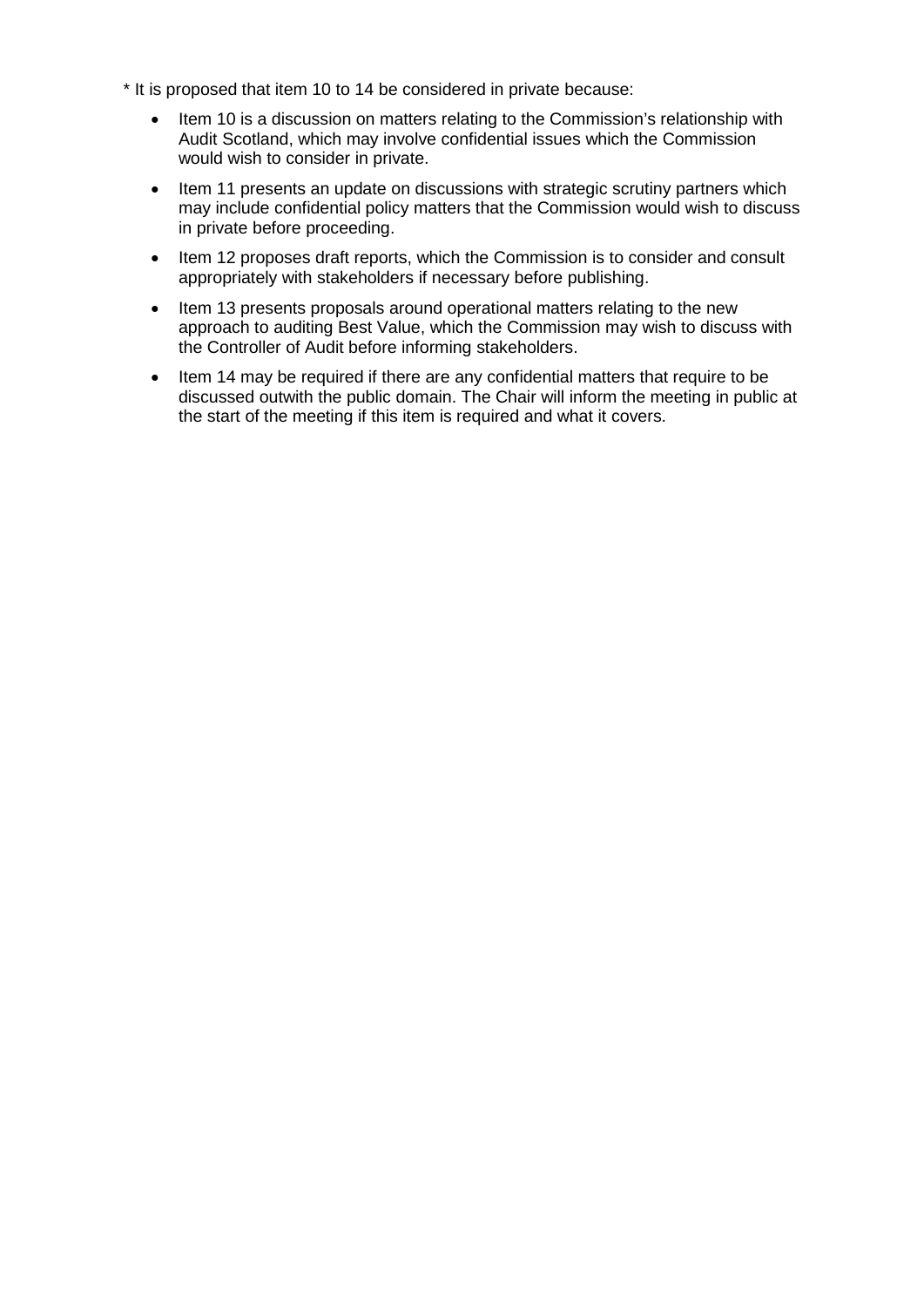* It is proposed that item 10 to 14 be considered in private because:

- Item 10 is a discussion on matters relating to the Commission's relationship with Audit Scotland, which may involve confidential issues which the Commission would wish to consider in private.
- Item 11 presents an update on discussions with strategic scrutiny partners which may include confidential policy matters that the Commission would wish to discuss in private before proceeding.
- Item 12 proposes draft reports, which the Commission is to consider and consult appropriately with stakeholders if necessary before publishing.
- Item 13 presents proposals around operational matters relating to the new approach to auditing Best Value, which the Commission may wish to discuss with the Controller of Audit before informing stakeholders.
- Item 14 may be required if there are any confidential matters that require to be discussed outwith the public domain. The Chair will inform the meeting in public at the start of the meeting if this item is required and what it covers.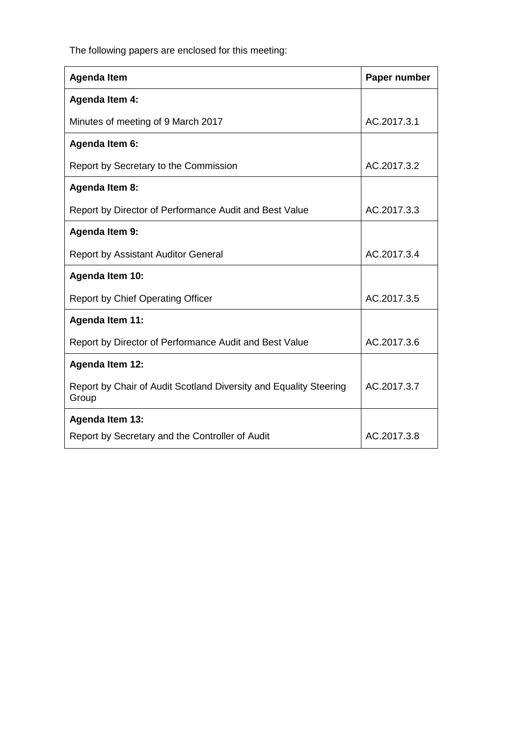The following papers are enclosed for this meeting:

| Agenda Item | Paper number |
| --- | --- |
| **Agenda Item 4:**<br><br>Minutes of meeting of 9 March 2017 | AC.2017.3.1 |
| **Agenda Item 6:**<br><br>Report by Secretary to the Commission | AC.2017.3.2 |
| **Agenda Item 8:**<br><br>Report by Director of Performance Audit and Best Value | AC.2017.3.3 |
| **Agenda Item 9:**<br><br>Report by Assistant Auditor General | AC.2017.3.4 |
| **Agenda Item 10:**<br><br>Report by Chief Operating Officer | AC.2017.3.5 |
| **Agenda Item 11:**<br><br>Report by Director of Performance Audit and Best Value | AC.2017.3.6 |
| **Agenda Item 12:**<br><br>Report by Chair of Audit Scotland Diversity and Equality Steering Group | AC.2017.3.7 |
| **Agenda Item 13:**<br>Report by Secretary and the Controller of Audit | AC.2017.3.8 |